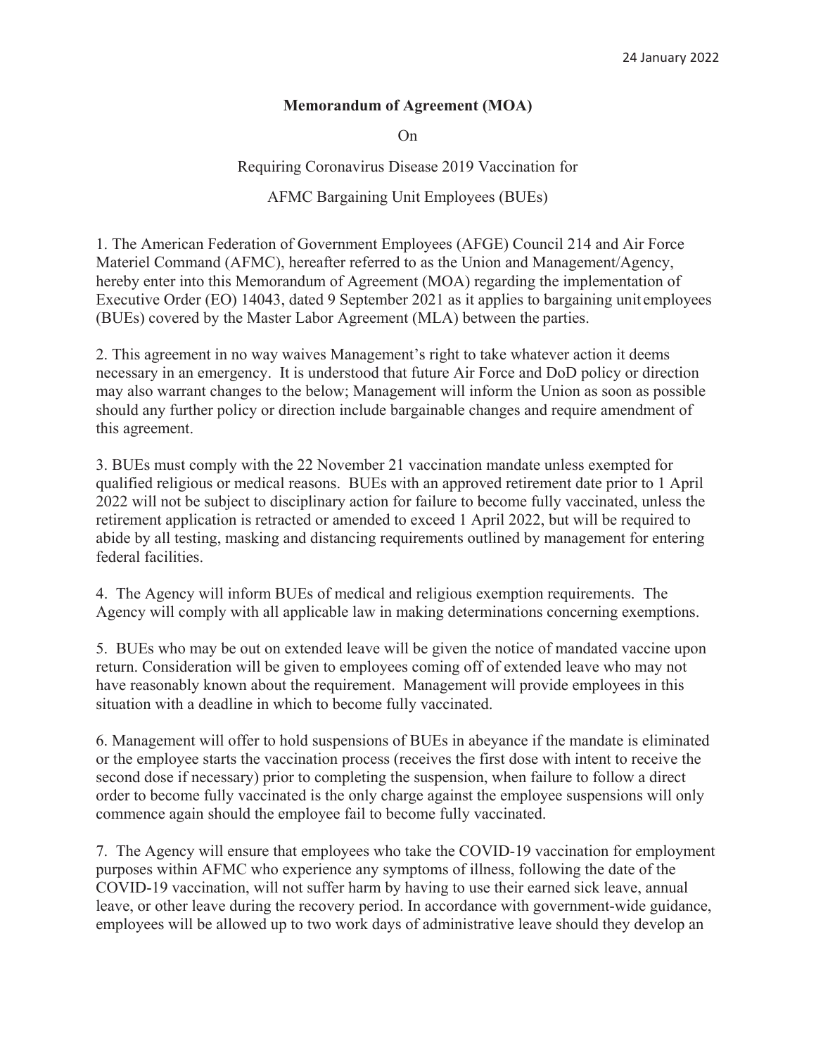24 January 2022

**Memorandum of Agreement (MOA)**

On

Requiring Coronavirus Disease 2019 Vaccination for

AFMC Bargaining Unit Employees (BUEs)

1. The American Federation of Government Employees (AFGE) Council 214 and Air Force Materiel Command (AFMC), hereafter referred to as the Union and Management/Agency, hereby enter into this Memorandum of Agreement (MOA) regarding the implementation of Executive Order (EO) 14043, dated 9 September 2021 as it applies to bargaining unit employees (BUEs) covered by the Master Labor Agreement (MLA) between the parties.

2. This agreement in no way waives Management's right to take whatever action it deems necessary in an emergency. It is understood that future Air Force and DoD policy or direction may also warrant changes to the below; Management will inform the Union as soon as possible should any further policy or direction include bargainable changes and require amendment of this agreement.

3. BUEs must comply with the 22 November 21 vaccination mandate unless exempted for qualified religious or medical reasons. BUEs with an approved retirement date prior to 1 April 2022 will not be subject to disciplinary action for failure to become fully vaccinated, unless the retirement application is retracted or amended to exceed 1 April 2022, but will be required to abide by all testing, masking and distancing requirements outlined by management for entering federal facilities.

4. The Agency will inform BUEs of medical and religious exemption requirements. The Agency will comply with all applicable law in making determinations concerning exemptions.

5. BUEs who may be out on extended leave will be given the notice of mandated vaccine upon return. Consideration will be given to employees coming off of extended leave who may not have reasonably known about the requirement. Management will provide employees in this situation with a deadline in which to become fully vaccinated.

6. Management will offer to hold suspensions of BUEs in abeyance if the mandate is eliminated or the employee starts the vaccination process (receives the first dose with intent to receive the second dose if necessary) prior to completing the suspension, when failure to follow a direct order to become fully vaccinated is the only charge against the employee suspensions will only commence again should the employee fail to become fully vaccinated.

7. The Agency will ensure that employees who take the COVID-19 vaccination for employment purposes within AFMC who experience any symptoms of illness, following the date of the COVID-19 vaccination, will not suffer harm by having to use their earned sick leave, annual leave, or other leave during the recovery period. In accordance with government-wide guidance, employees will be allowed up to two work days of administrative leave should they develop an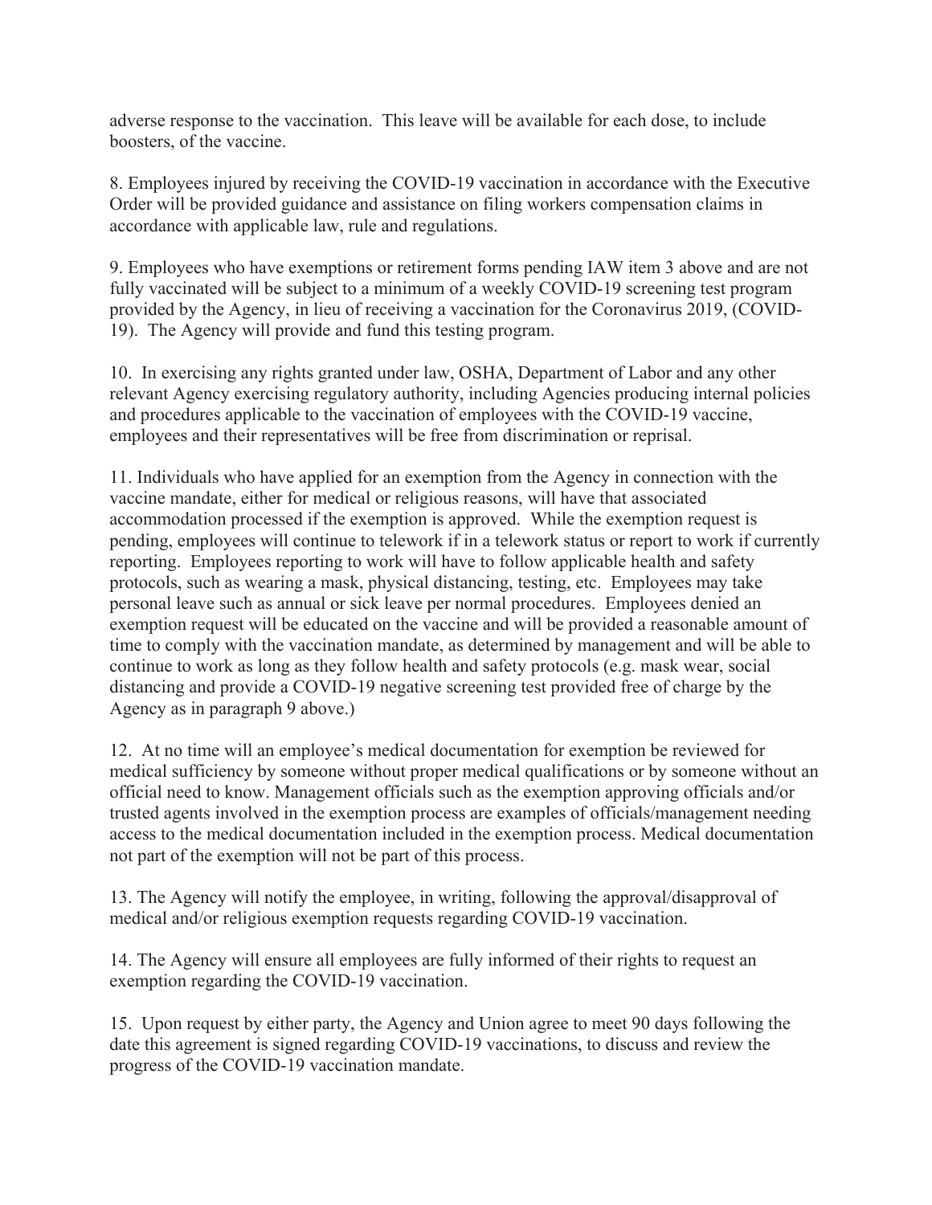adverse response to the vaccination. This leave will be available for each dose, to include boosters, of the vaccine.

8. Employees injured by receiving the COVID-19 vaccination in accordance with the Executive Order will be provided guidance and assistance on filing workers compensation claims in accordance with applicable law, rule and regulations.

9. Employees who have exemptions or retirement forms pending IAW item 3 above and are not fully vaccinated will be subject to a minimum of a weekly COVID-19 screening test program provided by the Agency, in lieu of receiving a vaccination for the Coronavirus 2019, (COVID-19). The Agency will provide and fund this testing program.

10. In exercising any rights granted under law, OSHA, Department of Labor and any other relevant Agency exercising regulatory authority, including Agencies producing internal policies and procedures applicable to the vaccination of employees with the COVID-19 vaccine, employees and their representatives will be free from discrimination or reprisal.

11. Individuals who have applied for an exemption from the Agency in connection with the vaccine mandate, either for medical or religious reasons, will have that associated accommodation processed if the exemption is approved. While the exemption request is pending, employees will continue to telework if in a telework status or report to work if currently reporting. Employees reporting to work will have to follow applicable health and safety protocols, such as wearing a mask, physical distancing, testing, etc. Employees may take personal leave such as annual or sick leave per normal procedures. Employees denied an exemption request will be educated on the vaccine and will be provided a reasonable amount of time to comply with the vaccination mandate, as determined by management and will be able to continue to work as long as they follow health and safety protocols (e.g. mask wear, social distancing and provide a COVID-19 negative screening test provided free of charge by the Agency as in paragraph 9 above.)

12. At no time will an employee's medical documentation for exemption be reviewed for medical sufficiency by someone without proper medical qualifications or by someone without an official need to know. Management officials such as the exemption approving officials and/or trusted agents involved in the exemption process are examples of officials/management needing access to the medical documentation included in the exemption process. Medical documentation not part of the exemption will not be part of this process.

13. The Agency will notify the employee, in writing, following the approval/disapproval of medical and/or religious exemption requests regarding COVID-19 vaccination.

14. The Agency will ensure all employees are fully informed of their rights to request an exemption regarding the COVID-19 vaccination.

15. Upon request by either party, the Agency and Union agree to meet 90 days following the date this agreement is signed regarding COVID-19 vaccinations, to discuss and review the progress of the COVID-19 vaccination mandate.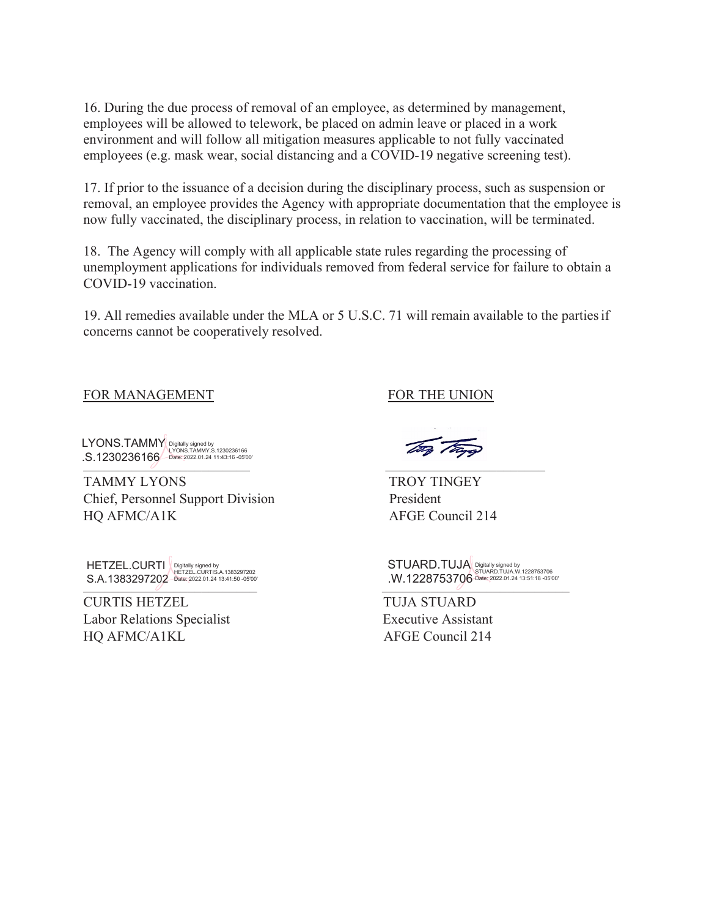16. During the due process of removal of an employee, as determined by management, employees will be allowed to telework, be placed on admin leave or placed in a work environment and will follow all mitigation measures applicable to not fully vaccinated employees (e.g. mask wear, social distancing and a COVID-19 negative screening test).

17. If prior to the issuance of a decision during the disciplinary process, such as suspension or removal, an employee provides the Agency with appropriate documentation that the employee is now fully vaccinated, the disciplinary process, in relation to vaccination, will be terminated.

18. The Agency will comply with all applicable state rules regarding the processing of unemployment applications for individuals removed from federal service for failure to obtain a COVID-19 vaccination.

19. All remedies available under the MLA or 5 U.S.C. 71 will remain available to the parties if concerns cannot be cooperatively resolved.

FOR MANAGEMENT

LYONS.TAMMY.S.1230236166 Digitally signed by LYONS.TAMMY.S.1230236166 Date: 2022.01.24 11:43:16 -05'00'

TAMMY LYONS
Chief, Personnel Support Division
HQ AFMC/A1K

HETZEL.CURTIS.A.1383297202 Digitally signed by HETZEL.CURTIS.A.1383297202 Date: 2022.01.24 13:41:50 -05'00'

CURTIS HETZEL
Labor Relations Specialist
HQ AFMC/A1KL

FOR THE UNION

TROY TINGEY
President
AFGE Council 214

STUARD.TUJA.W.1228753706 Digitally signed by STUARD.TUJA.W.1228753706 Date: 2022.01.24 13:51:18 -05'00'

TUJA STUARD
Executive Assistant
AFGE Council 214